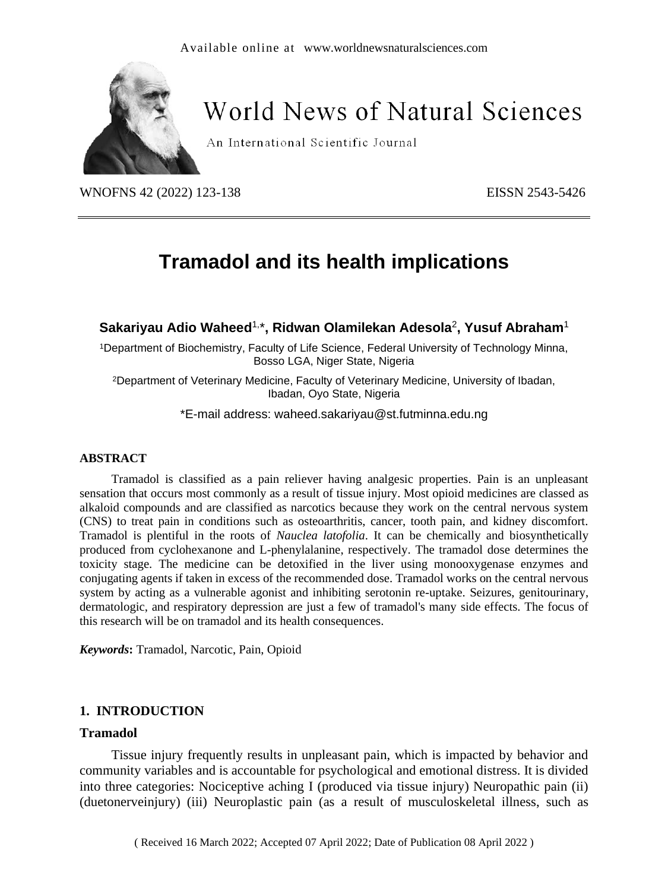Available online at www.worldnewsnaturalsciences.com

# World News of Natural Sciences

An International Scientific Journal

EISSN 2543-5426

# Tramadol and its health implications

**Sakariyau Adio Waheed[1,*], Ridwan Olamilekan Adesola[2], Yusuf Abraham[1]**

[1]Department of Biochemistry, Faculty of Life Science, Federal University of Technology Minna, Bosso LGA, Niger State, Nigeria

[2]Department of Veterinary Medicine, Faculty of Veterinary Medicine, University of Ibadan, Ibadan, Oyo State, Nigeria

*E-mail address: waheed.sakariyau@st.futminna.edu.ng

### ABSTRACT

Tramadol is classified as a pain reliever having analgesic properties. Pain is an unpleasant sensation that occurs most commonly as a result of tissue injury. Most opioid medicines are classed as alkaloid compounds and are classified as narcotics because they work on the central nervous system (CNS) to treat pain in conditions such as osteoarthritis, cancer, tooth pain, and kidney discomfort. Tramadol is plentiful in the roots of *Nauclea latofolia*. It can be chemically and biosynthetically produced from cyclohexanone and L-phenylalanine, respectively. The tramadol dose determines the toxicity stage. The medicine can be detoxified in the liver using monooxygenase enzymes and conjugating agents if taken in excess of the recommended dose. Tramadol works on the central nervous system by acting as a vulnerable agonist and inhibiting serotonin re-uptake. Seizures, genitourinary, dermatologic, and respiratory depression are just a few of tramadol's many side effects. The focus of this research will be on tramadol and its health consequences.

***Keywords*:** Tramadol, Narcotic, Pain, Opioid

## 1. INTRODUCTION

### Tramadol

Tissue injury frequently results in unpleasant pain, which is impacted by behavior and community variables and is accountable for psychological and emotional distress. It is divided into three categories: Nociceptive aching I (produced via tissue injury) Neuropathic pain (ii) (duetonerveinjury) (iii) Neuroplastic pain (as a result of musculoskeletal illness, such as

( Received 16 March 2022; Accepted 07 April 2022; Date of Publication 08 April 2022 )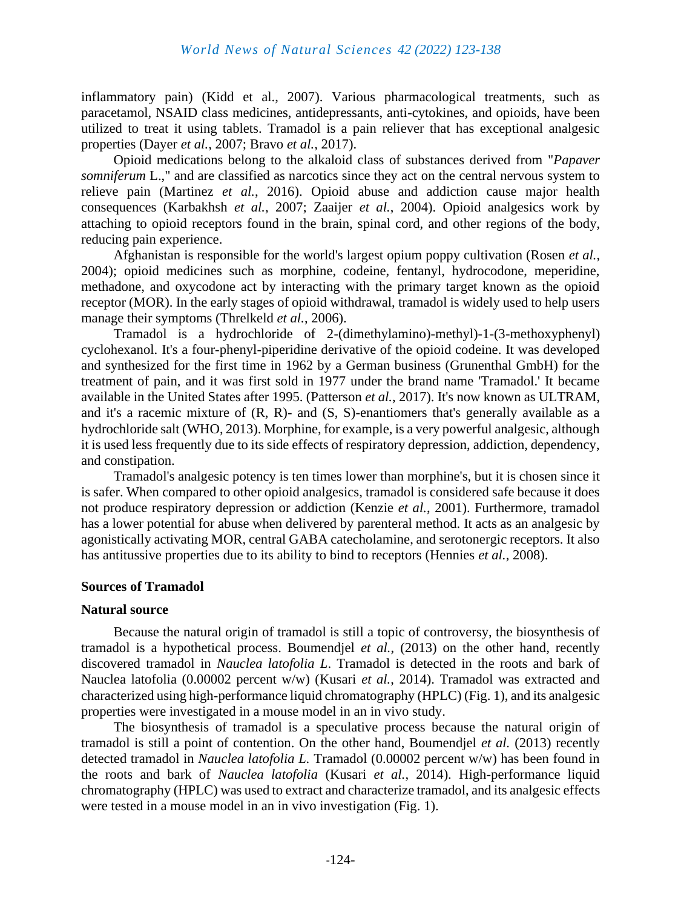inflammatory pain) (Kidd et al., 2007). Various pharmacological treatments, such as paracetamol, NSAID class medicines, antidepressants, anti-cytokines, and opioids, have been utilized to treat it using tablets. Tramadol is a pain reliever that has exceptional analgesic properties (Dayer *et al.*, 2007; Bravo *et al.*, 2017).

Opioid medications belong to the alkaloid class of substances derived from "*Papaver somniferum* L.," and are classified as narcotics since they act on the central nervous system to relieve pain (Martinez *et al.*, 2016). Opioid abuse and addiction cause major health consequences (Karbakhsh *et al.*, 2007; Zaaijer *et al.*, 2004). Opioid analgesics work by attaching to opioid receptors found in the brain, spinal cord, and other regions of the body, reducing pain experience.

Afghanistan is responsible for the world's largest opium poppy cultivation (Rosen *et al.*, 2004); opioid medicines such as morphine, codeine, fentanyl, hydrocodone, meperidine, methadone, and oxycodone act by interacting with the primary target known as the opioid receptor (MOR). In the early stages of opioid withdrawal, tramadol is widely used to help users manage their symptoms (Threlkeld *et al.*, 2006).

Tramadol is a hydrochloride of 2-(dimethylamino)-methyl)-1-(3-methoxyphenyl) cyclohexanol. It's a four-phenyl-piperidine derivative of the opioid codeine. It was developed and synthesized for the first time in 1962 by a German business (Grunenthal GmbH) for the treatment of pain, and it was first sold in 1977 under the brand name 'Tramadol.' It became available in the United States after 1995. (Patterson *et al.*, 2017). It's now known as ULTRAM, and it's a racemic mixture of (R, R)- and (S, S)-enantiomers that's generally available as a hydrochloride salt (WHO, 2013). Morphine, for example, is a very powerful analgesic, although it is used less frequently due to its side effects of respiratory depression, addiction, dependency, and constipation.

Tramadol's analgesic potency is ten times lower than morphine's, but it is chosen since it is safer. When compared to other opioid analgesics, tramadol is considered safe because it does not produce respiratory depression or addiction (Kenzie *et al.*, 2001). Furthermore, tramadol has a lower potential for abuse when delivered by parenteral method. It acts as an analgesic by agonistically activating MOR, central GABA catecholamine, and serotonergic receptors. It also has antitussive properties due to its ability to bind to receptors (Hennies *et al.*, 2008).

## Sources of Tramadol

### Natural source

Because the natural origin of tramadol is still a topic of controversy, the biosynthesis of tramadol is a hypothetical process. Boumendjel *et al.*, (2013) on the other hand, recently discovered tramadol in *Nauclea latofolia L*. Tramadol is detected in the roots and bark of Nauclea latofolia (0.00002 percent w/w) (Kusari *et al.*, 2014). Tramadol was extracted and characterized using high-performance liquid chromatography (HPLC) (Fig. 1), and its analgesic properties were investigated in a mouse model in an in vivo study.

The biosynthesis of tramadol is a speculative process because the natural origin of tramadol is still a point of contention. On the other hand, Boumendjel *et al.* (2013) recently detected tramadol in *Nauclea latofolia L.* Tramadol (0.00002 percent w/w) has been found in the roots and bark of *Nauclea latofolia* (Kusari *et al.*, 2014). High-performance liquid chromatography (HPLC) was used to extract and characterize tramadol, and its analgesic effects were tested in a mouse model in an in vivo investigation (Fig. 1).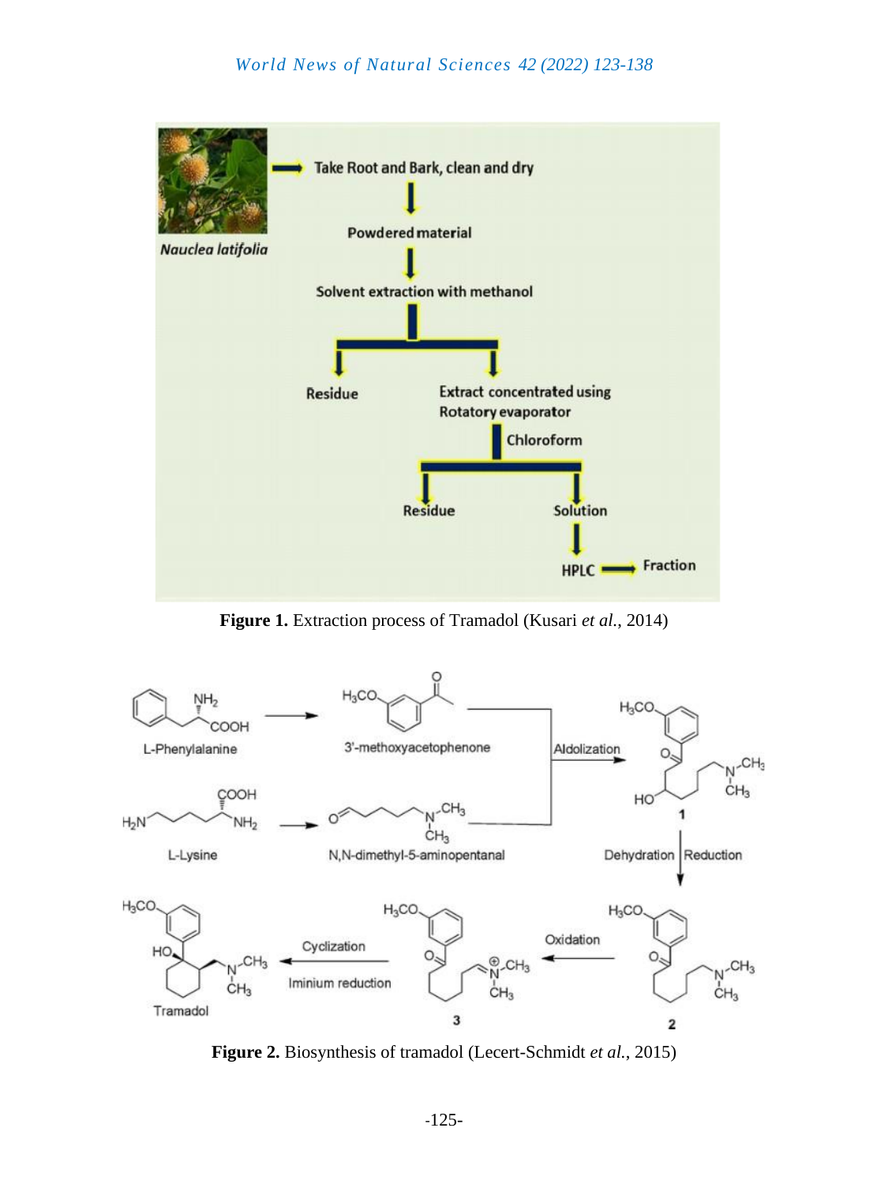**Figure 1.** Extraction process of Tramadol (Kusari *et al.*, 2014)

**Figure 2.** Biosynthesis of tramadol (Lecert-Schmidt *et al.*, 2015)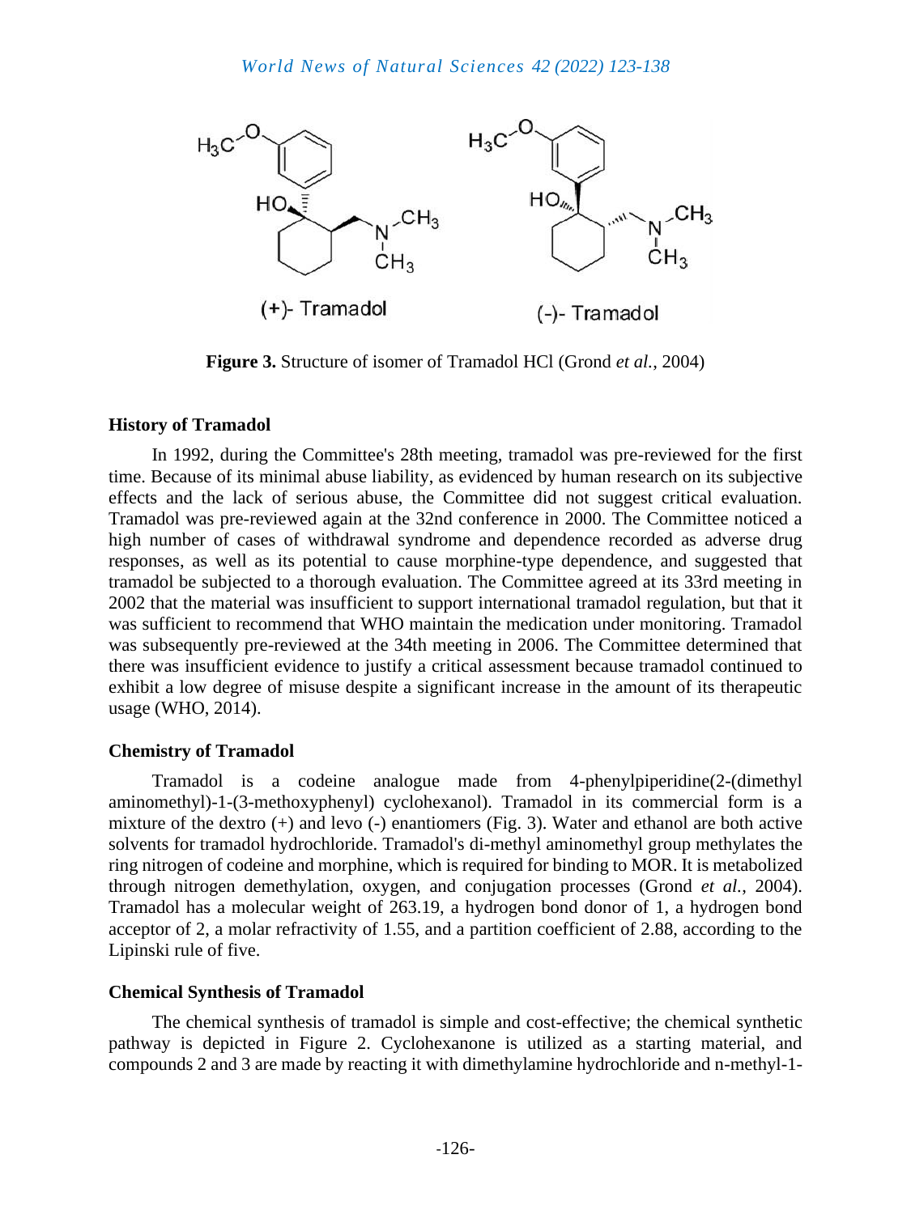**Figure 3.** Structure of isomer of Tramadol HCl (Grond *et al.*, 2004)

**History of Tramadol**

In 1992, during the Committee's 28th meeting, tramadol was pre-reviewed for the first time. Because of its minimal abuse liability, as evidenced by human research on its subjective effects and the lack of serious abuse, the Committee did not suggest critical evaluation. Tramadol was pre-reviewed again at the 32nd conference in 2000. The Committee noticed a high number of cases of withdrawal syndrome and dependence recorded as adverse drug responses, as well as its potential to cause morphine-type dependence, and suggested that tramadol be subjected to a thorough evaluation. The Committee agreed at its 33rd meeting in 2002 that the material was insufficient to support international tramadol regulation, but that it was sufficient to recommend that WHO maintain the medication under monitoring. Tramadol was subsequently pre-reviewed at the 34th meeting in 2006. The Committee determined that there was insufficient evidence to justify a critical assessment because tramadol continued to exhibit a low degree of misuse despite a significant increase in the amount of its therapeutic usage (WHO, 2014).

**Chemistry of Tramadol**

Tramadol is a codeine analogue made from 4-phenylpiperidine(2-(dimethyl aminomethyl)-1-(3-methoxyphenyl) cyclohexanol). Tramadol in its commercial form is a mixture of the dextro (+) and levo (-) enantiomers (Fig. 3). Water and ethanol are both active solvents for tramadol hydrochloride. Tramadol's di-methyl aminomethyl group methylates the ring nitrogen of codeine and morphine, which is required for binding to MOR. It is metabolized through nitrogen demethylation, oxygen, and conjugation processes (Grond *et al.*, 2004). Tramadol has a molecular weight of 263.19, a hydrogen bond donor of 1, a hydrogen bond acceptor of 2, a molar refractivity of 1.55, and a partition coefficient of 2.88, according to the Lipinski rule of five.

**Chemical Synthesis of Tramadol**

The chemical synthesis of tramadol is simple and cost-effective; the chemical synthetic pathway is depicted in Figure 2. Cyclohexanone is utilized as a starting material, and compounds 2 and 3 are made by reacting it with dimethylamine hydrochloride and n-methyl-1-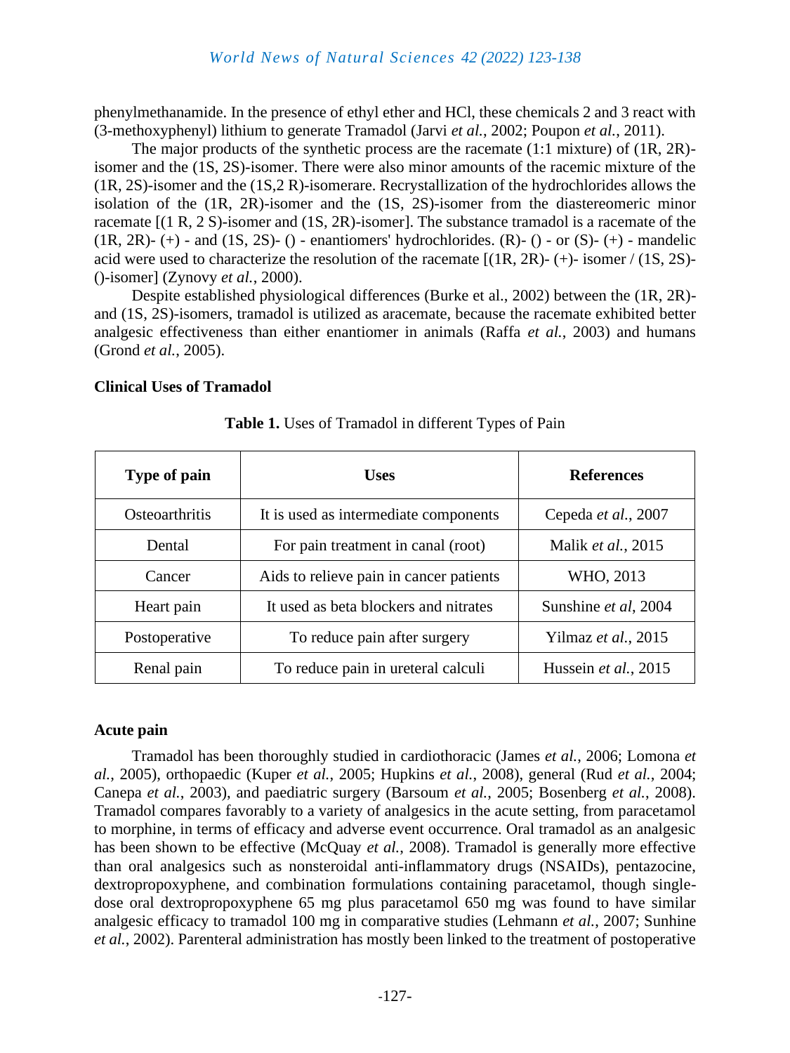phenylmethanamide. In the presence of ethyl ether and HCl, these chemicals 2 and 3 react with (3-methoxyphenyl) lithium to generate Tramadol (Jarvi *et al.*, 2002; Poupon *et al.*, 2011).

The major products of the synthetic process are the racemate (1:1 mixture) of (1R, 2R)-isomer and the (1S, 2S)-isomer. There were also minor amounts of the racemic mixture of the (1R, 2S)-isomer and the (1S,2 R)-isomerare. Recrystallization of the hydrochlorides allows the isolation of the (1R, 2R)-isomer and the (1S, 2S)-isomer from the diastereomeric minor racemate [(1 R, 2 S)-isomer and (1S, 2R)-isomer]. The substance tramadol is a racemate of the (1R, 2R)- (+) - and (1S, 2S)- () - enantiomers' hydrochlorides. (R)- () - or (S)- (+) - mandelic acid were used to characterize the resolution of the racemate [(1R, 2R)- (+)- isomer / (1S, 2S)-()-isomer] (Zynovy *et al.*, 2000).

Despite established physiological differences (Burke et al., 2002) between the (1R, 2R)- and (1S, 2S)-isomers, tramadol is utilized as aracemate, because the racemate exhibited better analgesic effectiveness than either enantiomer in animals (Raffa *et al.*, 2003) and humans (Grond *et al.*, 2005).

## Clinical Uses of Tramadol

**Table 1.** Uses of Tramadol in different Types of Pain

| Type of pain | Uses | References |
|---|---|---|
| Osteoarthritis | It is used as intermediate components | Cepeda *et al.*, 2007 |
| Dental | For pain treatment in canal (root) | Malik *et al.*, 2015 |
| Cancer | Aids to relieve pain in cancer patients | WHO, 2013 |
| Heart pain | It used as beta blockers and nitrates | Sunshine *et al*, 2004 |
| Postoperative | To reduce pain after surgery | Yilmaz *et al.*, 2015 |
| Renal pain | To reduce pain in ureteral calculi | Hussein *et al.*, 2015 |

### Acute pain

Tramadol has been thoroughly studied in cardiothoracic (James *et al.*, 2006; Lomona *et al.*, 2005), orthopaedic (Kuper *et al.*, 2005; Hupkins *et al.*, 2008), general (Rud *et al.*, 2004; Canepa *et al.*, 2003), and paediatric surgery (Barsoum *et al.*, 2005; Bosenberg *et al.*, 2008). Tramadol compares favorably to a variety of analgesics in the acute setting, from paracetamol to morphine, in terms of efficacy and adverse event occurrence. Oral tramadol as an analgesic has been shown to be effective (McQuay *et al.*, 2008). Tramadol is generally more effective than oral analgesics such as nonsteroidal anti-inflammatory drugs (NSAIDs), pentazocine, dextropropoxyphene, and combination formulations containing paracetamol, though single-dose oral dextropropoxyphene 65 mg plus paracetamol 650 mg was found to have similar analgesic efficacy to tramadol 100 mg in comparative studies (Lehmann *et al.*, 2007; Sunhine *et al.*, 2002). Parenteral administration has mostly been linked to the treatment of postoperative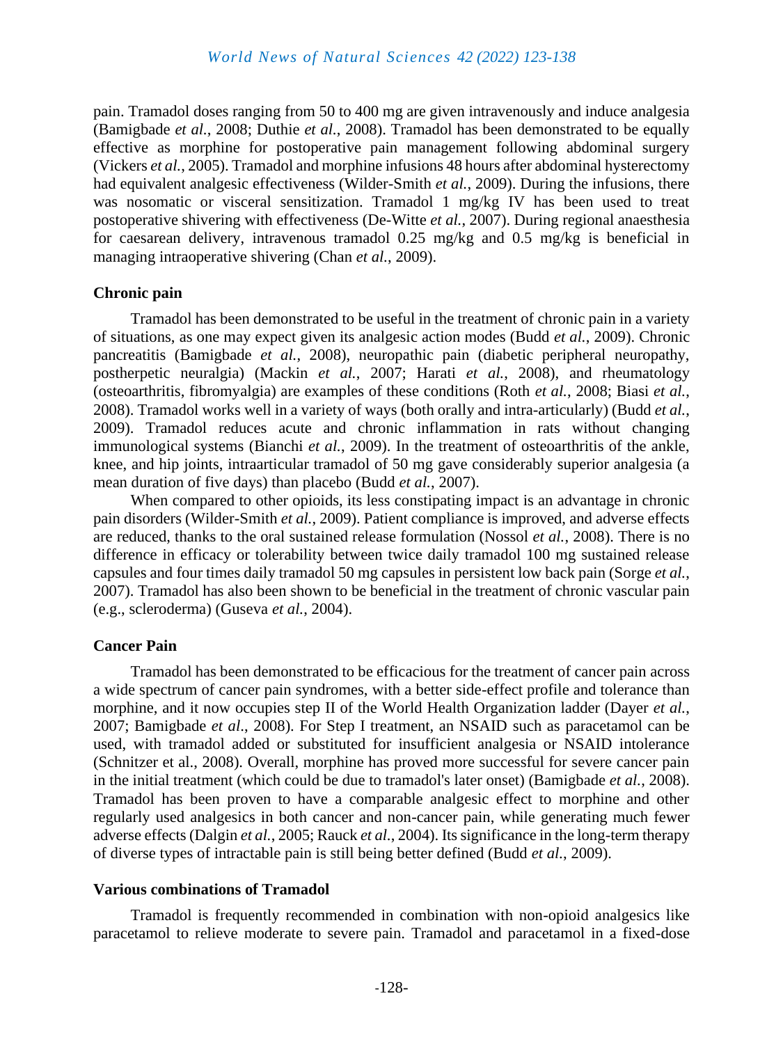pain. Tramadol doses ranging from 50 to 400 mg are given intravenously and induce analgesia (Bamigbade *et al.*, 2008; Duthie *et al.*, 2008). Tramadol has been demonstrated to be equally effective as morphine for postoperative pain management following abdominal surgery (Vickers *et al.*, 2005). Tramadol and morphine infusions 48 hours after abdominal hysterectomy had equivalent analgesic effectiveness (Wilder-Smith *et al.*, 2009). During the infusions, there was nosomatic or visceral sensitization. Tramadol 1 mg/kg IV has been used to treat postoperative shivering with effectiveness (De-Witte *et al.*, 2007). During regional anaesthesia for caesarean delivery, intravenous tramadol 0.25 mg/kg and 0.5 mg/kg is beneficial in managing intraoperative shivering (Chan *et al.*, 2009).

**Chronic pain**

Tramadol has been demonstrated to be useful in the treatment of chronic pain in a variety of situations, as one may expect given its analgesic action modes (Budd *et al.*, 2009). Chronic pancreatitis (Bamigbade *et al.*, 2008), neuropathic pain (diabetic peripheral neuropathy, postherpetic neuralgia) (Mackin *et al.*, 2007; Harati *et al.*, 2008), and rheumatology (osteoarthritis, fibromyalgia) are examples of these conditions (Roth *et al.*, 2008; Biasi *et al.*, 2008). Tramadol works well in a variety of ways (both orally and intra-articularly) (Budd *et al.*, 2009). Tramadol reduces acute and chronic inflammation in rats without changing immunological systems (Bianchi *et al.*, 2009). In the treatment of osteoarthritis of the ankle, knee, and hip joints, intraarticular tramadol of 50 mg gave considerably superior analgesia (a mean duration of five days) than placebo (Budd *et al.*, 2007).

When compared to other opioids, its less constipating impact is an advantage in chronic pain disorders (Wilder-Smith *et al.*, 2009). Patient compliance is improved, and adverse effects are reduced, thanks to the oral sustained release formulation (Nossol *et al.*, 2008). There is no difference in efficacy or tolerability between twice daily tramadol 100 mg sustained release capsules and four times daily tramadol 50 mg capsules in persistent low back pain (Sorge *et al.*, 2007). Tramadol has also been shown to be beneficial in the treatment of chronic vascular pain (e.g., scleroderma) (Guseva *et al.*, 2004).

**Cancer Pain**

Tramadol has been demonstrated to be efficacious for the treatment of cancer pain across a wide spectrum of cancer pain syndromes, with a better side-effect profile and tolerance than morphine, and it now occupies step II of the World Health Organization ladder (Dayer *et al.*, 2007; Bamigbade *et al*., 2008). For Step I treatment, an NSAID such as paracetamol can be used, with tramadol added or substituted for insufficient analgesia or NSAID intolerance (Schnitzer et al., 2008). Overall, morphine has proved more successful for severe cancer pain in the initial treatment (which could be due to tramadol's later onset) (Bamigbade *et al.*, 2008). Tramadol has been proven to have a comparable analgesic effect to morphine and other regularly used analgesics in both cancer and non-cancer pain, while generating much fewer adverse effects (Dalgin *et al.*, 2005; Rauck *et al.*, 2004). Its significance in the long-term therapy of diverse types of intractable pain is still being better defined (Budd *et al.*, 2009).

**Various combinations of Tramadol**

Tramadol is frequently recommended in combination with non-opioid analgesics like paracetamol to relieve moderate to severe pain. Tramadol and paracetamol in a fixed-dose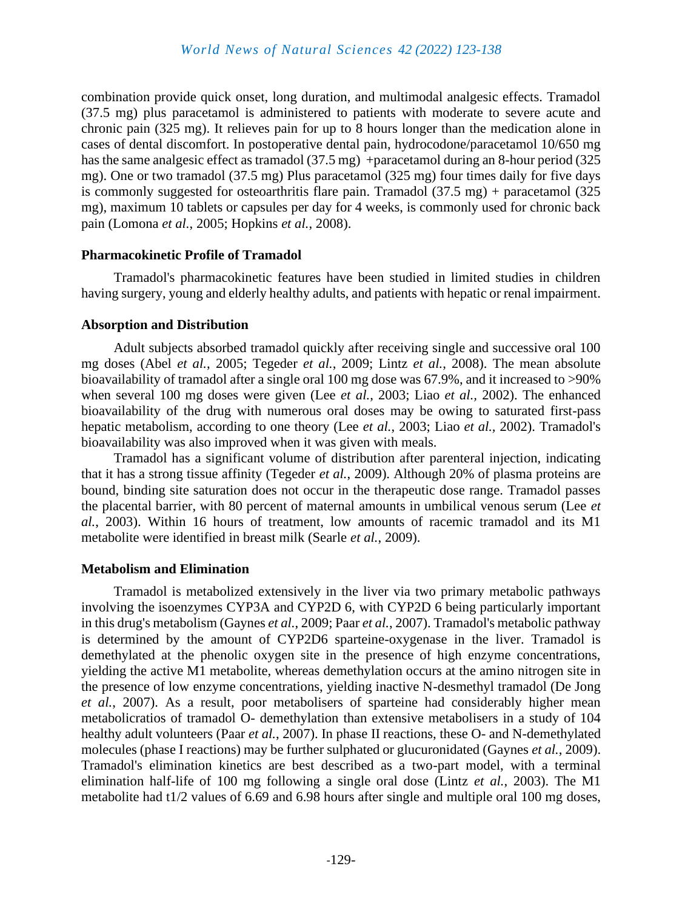combination provide quick onset, long duration, and multimodal analgesic effects. Tramadol (37.5 mg) plus paracetamol is administered to patients with moderate to severe acute and chronic pain (325 mg). It relieves pain for up to 8 hours longer than the medication alone in cases of dental discomfort. In postoperative dental pain, hydrocodone/paracetamol 10/650 mg has the same analgesic effect as tramadol (37.5 mg) +paracetamol during an 8-hour period (325 mg). One or two tramadol (37.5 mg) Plus paracetamol (325 mg) four times daily for five days is commonly suggested for osteoarthritis flare pain. Tramadol (37.5 mg) + paracetamol (325 mg), maximum 10 tablets or capsules per day for 4 weeks, is commonly used for chronic back pain (Lomona *et al.*, 2005; Hopkins *et al.*, 2008).

### Pharmacokinetic Profile of Tramadol

Tramadol's pharmacokinetic features have been studied in limited studies in children having surgery, young and elderly healthy adults, and patients with hepatic or renal impairment.

### Absorption and Distribution

Adult subjects absorbed tramadol quickly after receiving single and successive oral 100 mg doses (Abel *et al.*, 2005; Tegeder *et al.*, 2009; Lintz *et al.*, 2008). The mean absolute bioavailability of tramadol after a single oral 100 mg dose was 67.9%, and it increased to >90% when several 100 mg doses were given (Lee *et al.*, 2003; Liao *et al.*, 2002). The enhanced bioavailability of the drug with numerous oral doses may be owing to saturated first-pass hepatic metabolism, according to one theory (Lee *et al.*, 2003; Liao *et al.*, 2002). Tramadol's bioavailability was also improved when it was given with meals.

Tramadol has a significant volume of distribution after parenteral injection, indicating that it has a strong tissue affinity (Tegeder *et al.*, 2009). Although 20% of plasma proteins are bound, binding site saturation does not occur in the therapeutic dose range. Tramadol passes the placental barrier, with 80 percent of maternal amounts in umbilical venous serum (Lee *et al.*, 2003). Within 16 hours of treatment, low amounts of racemic tramadol and its M1 metabolite were identified in breast milk (Searle *et al.*, 2009).

### Metabolism and Elimination

Tramadol is metabolized extensively in the liver via two primary metabolic pathways involving the isoenzymes CYP3A and CYP2D 6, with CYP2D 6 being particularly important in this drug's metabolism (Gaynes *et al.*, 2009; Paar *et al.*, 2007). Tramadol's metabolic pathway is determined by the amount of CYP2D6 sparteine-oxygenase in the liver. Tramadol is demethylated at the phenolic oxygen site in the presence of high enzyme concentrations, yielding the active M1 metabolite, whereas demethylation occurs at the amino nitrogen site in the presence of low enzyme concentrations, yielding inactive N-desmethyl tramadol (De Jong *et al.*, 2007). As a result, poor metabolisers of sparteine had considerably higher mean metabolicratios of tramadol O- demethylation than extensive metabolisers in a study of 104 healthy adult volunteers (Paar *et al.*, 2007). In phase II reactions, these O- and N-demethylated molecules (phase I reactions) may be further sulphated or glucuronidated (Gaynes *et al.*, 2009). Tramadol's elimination kinetics are best described as a two-part model, with a terminal elimination half-life of 100 mg following a single oral dose (Lintz *et al.*, 2003). The M1 metabolite had t1/2 values of 6.69 and 6.98 hours after single and multiple oral 100 mg doses,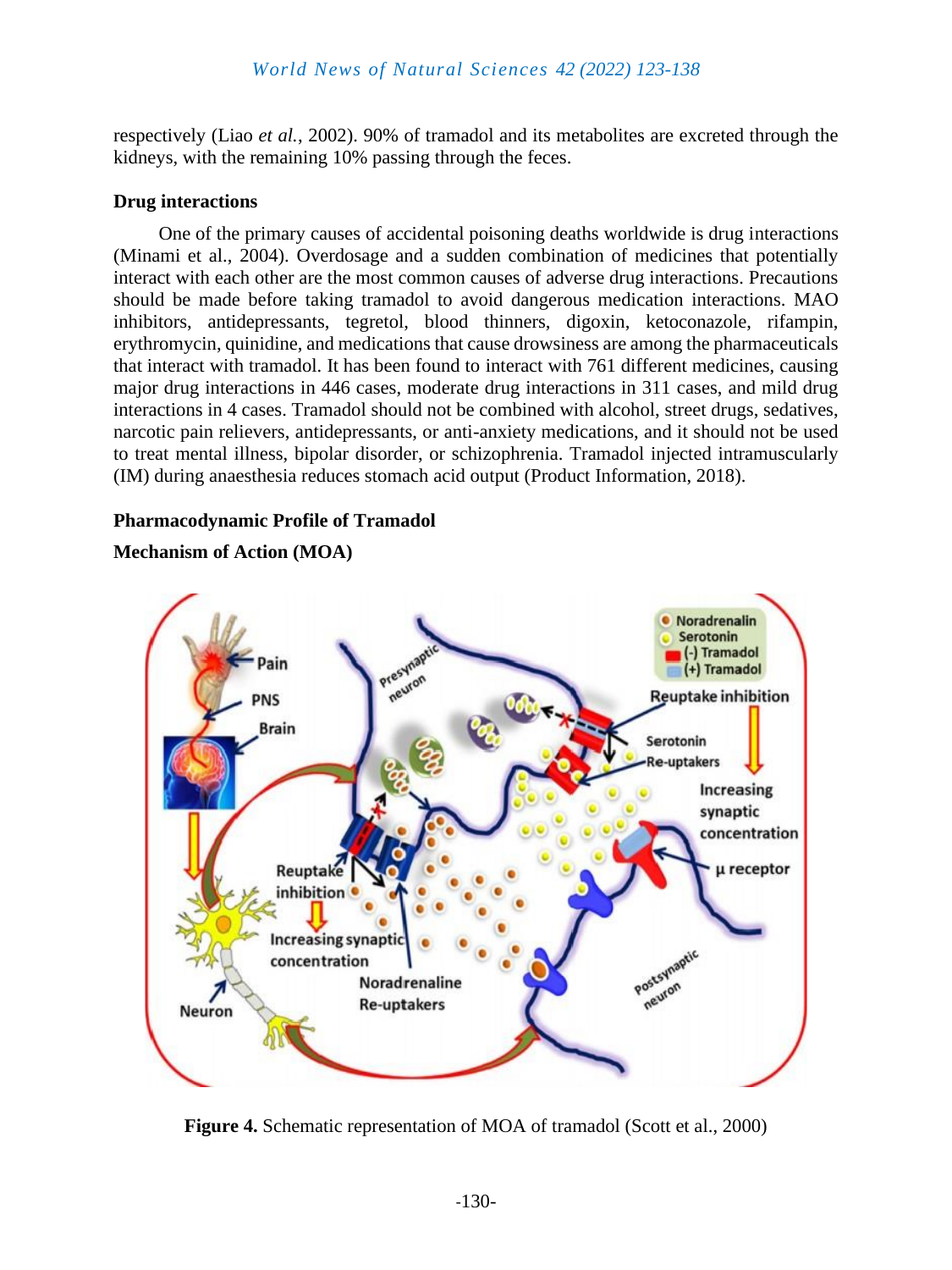respectively (Liao *et al.*, 2002). 90% of tramadol and its metabolites are excreted through the kidneys, with the remaining 10% passing through the feces.

**Drug interactions**

One of the primary causes of accidental poisoning deaths worldwide is drug interactions (Minami et al., 2004). Overdosage and a sudden combination of medicines that potentially interact with each other are the most common causes of adverse drug interactions. Precautions should be made before taking tramadol to avoid dangerous medication interactions. MAO inhibitors, antidepressants, tegretol, blood thinners, digoxin, ketoconazole, rifampin, erythromycin, quinidine, and medications that cause drowsiness are among the pharmaceuticals that interact with tramadol. It has been found to interact with 761 different medicines, causing major drug interactions in 446 cases, moderate drug interactions in 311 cases, and mild drug interactions in 4 cases. Tramadol should not be combined with alcohol, street drugs, sedatives, narcotic pain relievers, antidepressants, or anti-anxiety medications, and it should not be used to treat mental illness, bipolar disorder, or schizophrenia. Tramadol injected intramuscularly (IM) during anaesthesia reduces stomach acid output (Product Information, 2018).

**Pharmacodynamic Profile of Tramadol**

**Mechanism of Action (MOA)**

**Figure 4.** Schematic representation of MOA of tramadol (Scott et al., 2000)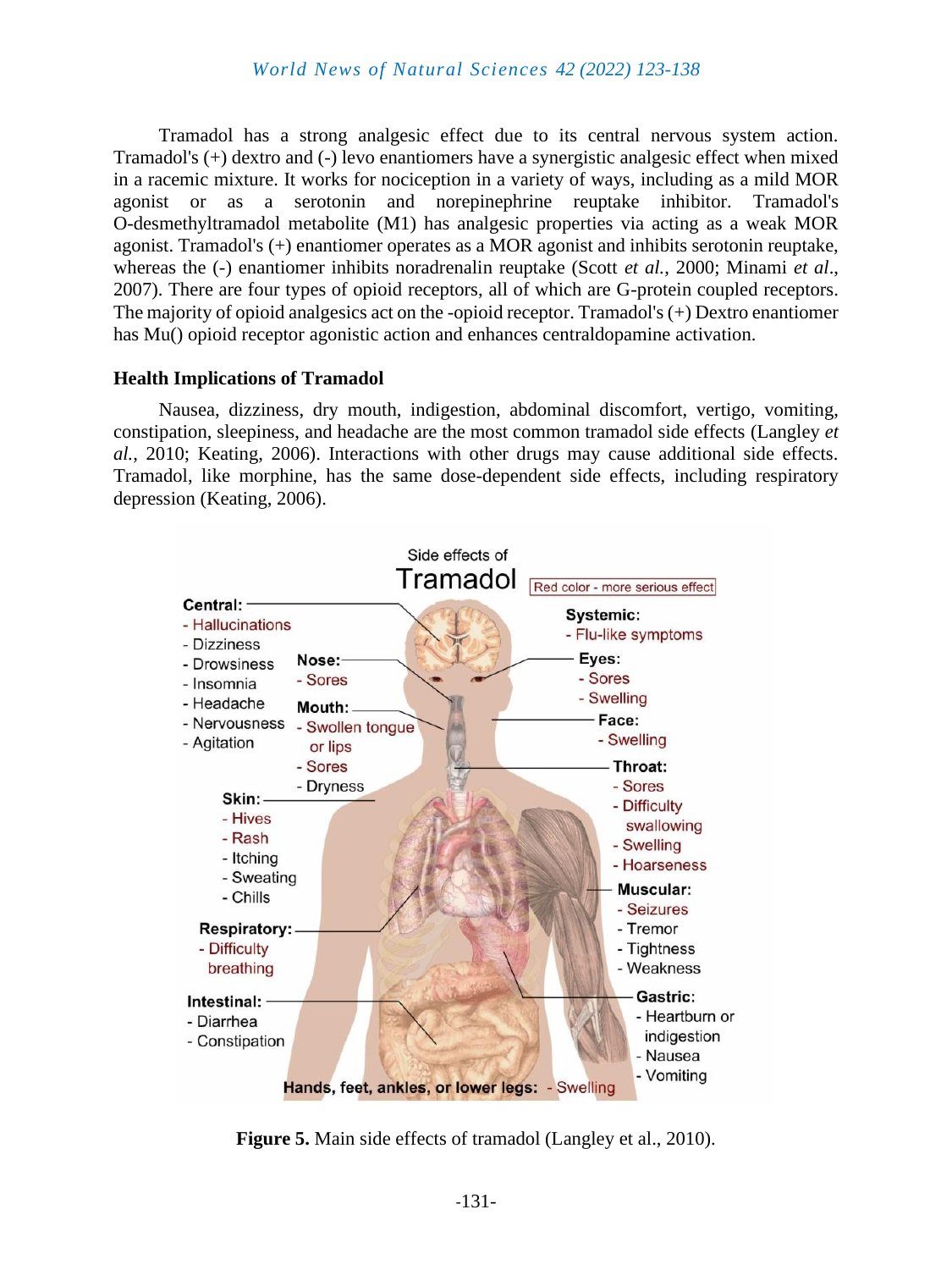Tramadol has a strong analgesic effect due to its central nervous system action. Tramadol's (+) dextro and (-) levo enantiomers have a synergistic analgesic effect when mixed in a racemic mixture. It works for nociception in a variety of ways, including as a mild MOR agonist or as a serotonin and norepinephrine reuptake inhibitor. Tramadol's O-desmethyltramadol metabolite (M1) has analgesic properties via acting as a weak MOR agonist. Tramadol's (+) enantiomer operates as a MOR agonist and inhibits serotonin reuptake, whereas the (-) enantiomer inhibits noradrenalin reuptake (Scott *et al.*, 2000; Minami *et al*., 2007). There are four types of opioid receptors, all of which are G-protein coupled receptors. The majority of opioid analgesics act on the -opioid receptor. Tramadol's (+) Dextro enantiomer has Mu() opioid receptor agonistic action and enhances centraldopamine activation.

## Health Implications of Tramadol

Nausea, dizziness, dry mouth, indigestion, abdominal discomfort, vertigo, vomiting, constipation, sleepiness, and headache are the most common tramadol side effects (Langley *et al.*, 2010; Keating, 2006). Interactions with other drugs may cause additional side effects. Tramadol, like morphine, has the same dose-dependent side effects, including respiratory depression (Keating, 2006).

**Figure 5.** Main side effects of tramadol (Langley et al., 2010).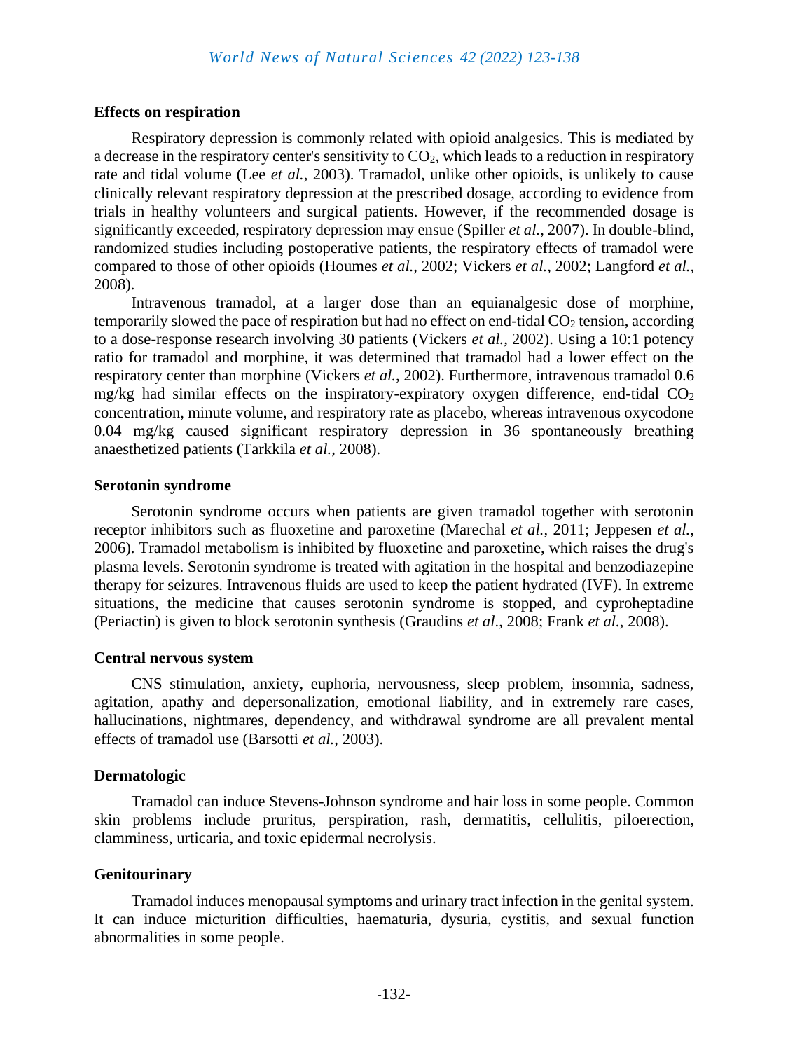### Effects on respiration

Respiratory depression is commonly related with opioid analgesics. This is mediated by a decrease in the respiratory center's sensitivity to $CO_2$, which leads to a reduction in respiratory rate and tidal volume (Lee *et al.*, 2003). Tramadol, unlike other opioids, is unlikely to cause clinically relevant respiratory depression at the prescribed dosage, according to evidence from trials in healthy volunteers and surgical patients. However, if the recommended dosage is significantly exceeded, respiratory depression may ensue (Spiller *et al.*, 2007). In double-blind, randomized studies including postoperative patients, the respiratory effects of tramadol were compared to those of other opioids (Houmes *et al.*, 2002; Vickers *et al.*, 2002; Langford *et al.*, 2008).

Intravenous tramadol, at a larger dose than an equianalgesic dose of morphine, temporarily slowed the pace of respiration but had no effect on end-tidal $CO_2$ tension, according to a dose-response research involving 30 patients (Vickers *et al.*, 2002). Using a 10:1 potency ratio for tramadol and morphine, it was determined that tramadol had a lower effect on the respiratory center than morphine (Vickers *et al.*, 2002). Furthermore, intravenous tramadol 0.6 mg/kg had similar effects on the inspiratory-expiratory oxygen difference, end-tidal $CO_2$ concentration, minute volume, and respiratory rate as placebo, whereas intravenous oxycodone 0.04 mg/kg caused significant respiratory depression in 36 spontaneously breathing anaesthetized patients (Tarkkila *et al.*, 2008).

### Serotonin syndrome

Serotonin syndrome occurs when patients are given tramadol together with serotonin receptor inhibitors such as fluoxetine and paroxetine (Marechal *et al.*, 2011; Jeppesen *et al.*, 2006). Tramadol metabolism is inhibited by fluoxetine and paroxetine, which raises the drug's plasma levels. Serotonin syndrome is treated with agitation in the hospital and benzodiazepine therapy for seizures. Intravenous fluids are used to keep the patient hydrated (IVF). In extreme situations, the medicine that causes serotonin syndrome is stopped, and cyproheptadine (Periactin) is given to block serotonin synthesis (Graudins *et al*., 2008; Frank *et al.*, 2008).

### Central nervous system

CNS stimulation, anxiety, euphoria, nervousness, sleep problem, insomnia, sadness, agitation, apathy and depersonalization, emotional liability, and in extremely rare cases, hallucinations, nightmares, dependency, and withdrawal syndrome are all prevalent mental effects of tramadol use (Barsotti *et al.*, 2003).

### Dermatologic

Tramadol can induce Stevens-Johnson syndrome and hair loss in some people. Common skin problems include pruritus, perspiration, rash, dermatitis, cellulitis, piloerection, clamminess, urticaria, and toxic epidermal necrolysis.

### Genitourinary

Tramadol induces menopausal symptoms and urinary tract infection in the genital system. It can induce micturition difficulties, haematuria, dysuria, cystitis, and sexual function abnormalities in some people.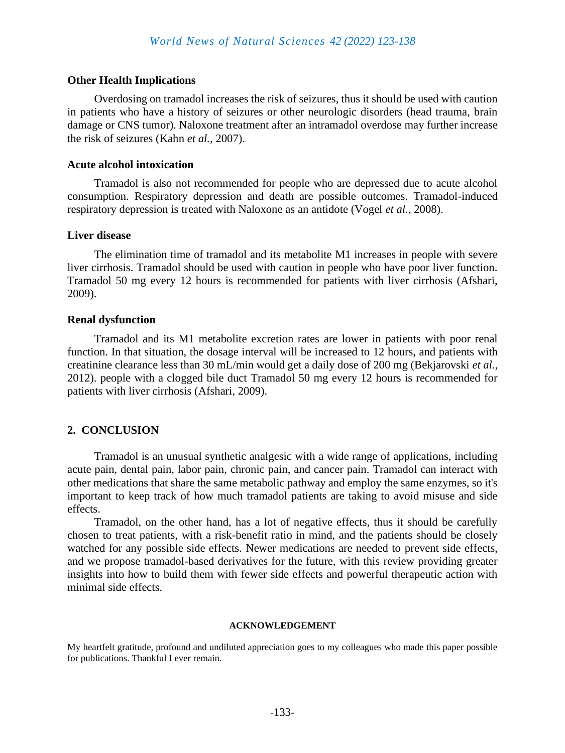### Other Health Implications

Overdosing on tramadol increases the risk of seizures, thus it should be used with caution in patients who have a history of seizures or other neurologic disorders (head trauma, brain damage or CNS tumor). Naloxone treatment after an intramadol overdose may further increase the risk of seizures (Kahn *et al.*, 2007).

### Acute alcohol intoxication

Tramadol is also not recommended for people who are depressed due to acute alcohol consumption. Respiratory depression and death are possible outcomes. Tramadol-induced respiratory depression is treated with Naloxone as an antidote (Vogel *et al.*, 2008).

### Liver disease

The elimination time of tramadol and its metabolite M1 increases in people with severe liver cirrhosis. Tramadol should be used with caution in people who have poor liver function. Tramadol 50 mg every 12 hours is recommended for patients with liver cirrhosis (Afshari, 2009).

### Renal dysfunction

Tramadol and its M1 metabolite excretion rates are lower in patients with poor renal function. In that situation, the dosage interval will be increased to 12 hours, and patients with creatinine clearance less than 30 mL/min would get a daily dose of 200 mg (Bekjarovski *et al.*, 2012). people with a clogged bile duct Tramadol 50 mg every 12 hours is recommended for patients with liver cirrhosis (Afshari, 2009).

## 2. CONCLUSION

Tramadol is an unusual synthetic analgesic with a wide range of applications, including acute pain, dental pain, labor pain, chronic pain, and cancer pain. Tramadol can interact with other medications that share the same metabolic pathway and employ the same enzymes, so it's important to keep track of how much tramadol patients are taking to avoid misuse and side effects.

Tramadol, on the other hand, has a lot of negative effects, thus it should be carefully chosen to treat patients, with a risk-benefit ratio in mind, and the patients should be closely watched for any possible side effects. Newer medications are needed to prevent side effects, and we propose tramadol-based derivatives for the future, with this review providing greater insights into how to build them with fewer side effects and powerful therapeutic action with minimal side effects.

#### ACKNOWLEDGEMENT

My heartfelt gratitude, profound and undiluted appreciation goes to my colleagues who made this paper possible for publications. Thankful I ever remain.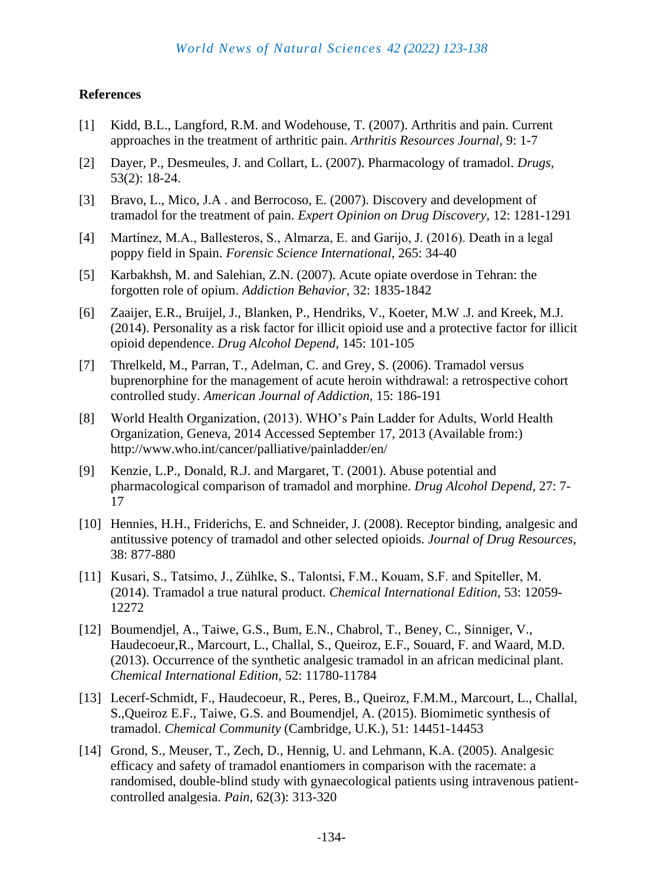## References

[1] Kidd, B.L., Langford, R.M. and Wodehouse, T. (2007). Arthritis and pain. Current approaches in the treatment of arthritic pain. *Arthritis Resources Journal,* 9: 1-7

[2] Dayer, P., Desmeules, J. and Collart, L. (2007). Pharmacology of tramadol. *Drugs,* 53(2): 18-24.

[3] Bravo, L., Mico, J.A . and Berrocoso, E. (2007). Discovery and development of tramadol for the treatment of pain. *Expert Opinion on Drug Discovery,* 12: 1281-1291

[4] Martínez, M.A., Ballesteros, S., Almarza, E. and Garijo, J. (2016). Death in a legal poppy field in Spain. *Forensic Science International,* 265: 34-40

[5] Karbakhsh, M. and Salehian, Z.N. (2007). Acute opiate overdose in Tehran: the forgotten role of opium. *Addiction Behavior,* 32: 1835-1842

[6] Zaaijer, E.R., Bruijel, J., Blanken, P., Hendriks, V., Koeter, M.W .J. and Kreek, M.J. (2014). Personality as a risk factor for illicit opioid use and a protective factor for illicit opioid dependence. *Drug Alcohol Depend,* 145: 101-105

[7] Threlkeld, M., Parran, T., Adelman, C. and Grey, S. (2006). Tramadol versus buprenorphine for the management of acute heroin withdrawal: a retrospective cohort controlled study. *American Journal of Addiction,* 15: 186-191

[8] World Health Organization, (2013). WHO's Pain Ladder for Adults, World Health Organization, Geneva, 2014 Accessed September 17, 2013 (Available from:) http://www.who.int/cancer/palliative/painladder/en/

[9] Kenzie, L.P., Donald, R.J. and Margaret, T. (2001). Abuse potential and pharmacological comparison of tramadol and morphine. *Drug Alcohol Depend,* 27: 7-17

[10] Hennies, H.H., Friderichs, E. and Schneider, J. (2008). Receptor binding, analgesic and antitussive potency of tramadol and other selected opioids. *Journal of Drug Resources,* 38: 877-880

[11] Kusari, S., Tatsimo, J., Zühlke, S., Talontsi, F.M., Kouam, S.F. and Spiteller, M. (2014). Tramadol a true natural product. *Chemical International Edition,* 53: 12059-12272

[12] Boumendjel, A., Taiwe, G.S., Bum, E.N., Chabrol, T., Beney, C., Sinniger, V., Haudecoeur,R., Marcourt, L., Challal, S., Queiroz, E.F., Souard, F. and Waard, M.D. (2013). Occurrence of the synthetic analgesic tramadol in an african medicinal plant. *Chemical International Edition,* 52: 11780-11784

[13] Lecerf-Schmidt, F., Haudecoeur, R., Peres, B., Queiroz, F.M.M., Marcourt, L., Challal, S.,Queiroz E.F., Taiwe, G.S. and Boumendjel, A. (2015). Biomimetic synthesis of tramadol. *Chemical Community* (Cambridge, U.K.), 51: 14451-14453

[14] Grond, S., Meuser, T., Zech, D., Hennig, U. and Lehmann, K.A. (2005). Analgesic efficacy and safety of tramadol enantiomers in comparison with the racemate: a randomised, double-blind study with gynaecological patients using intravenous patient-controlled analgesia. *Pain,* 62(3): 313-320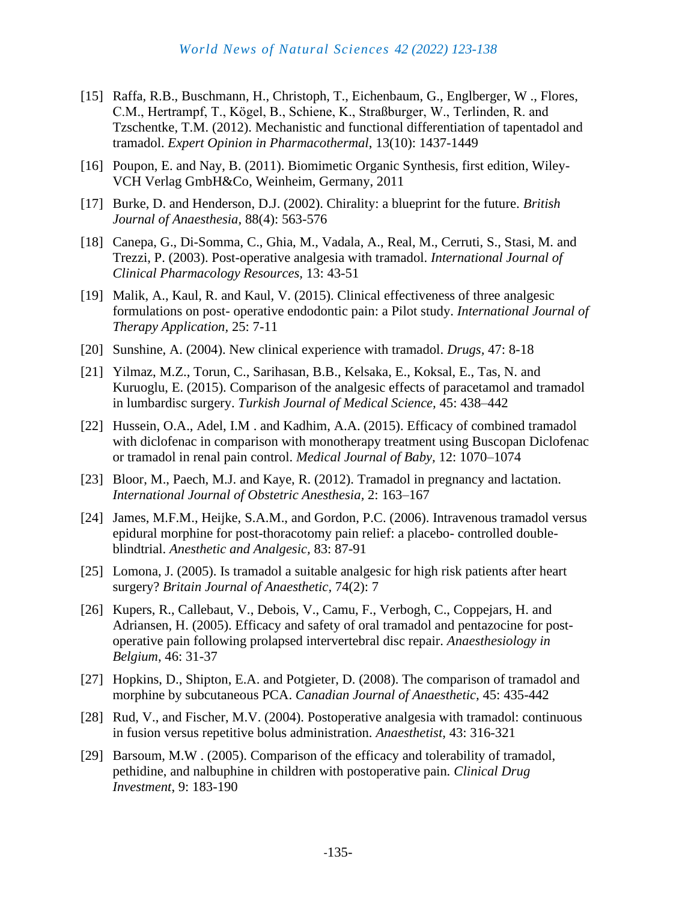[15] Raffa, R.B., Buschmann, H., Christoph, T., Eichenbaum, G., Englberger, W ., Flores, C.M., Hertrampf, T., Kögel, B., Schiene, K., Straßburger, W., Terlinden, R. and Tzschentke, T.M. (2012). Mechanistic and functional differentiation of tapentadol and tramadol. *Expert Opinion in Pharmacothermal,* 13(10): 1437-1449

[16] Poupon, E. and Nay, B. (2011). Biomimetic Organic Synthesis, first edition, Wiley-VCH Verlag GmbH&Co, Weinheim, Germany, 2011

[17] Burke, D. and Henderson, D.J. (2002). Chirality: a blueprint for the future. *British Journal of Anaesthesia,* 88(4): 563-576

[18] Canepa, G., Di-Somma, C., Ghia, M., Vadala, A., Real, M., Cerruti, S., Stasi, M. and Trezzi, P. (2003). Post-operative analgesia with tramadol. *International Journal of Clinical Pharmacology Resources,* 13: 43-51

[19] Malik, A., Kaul, R. and Kaul, V. (2015). Clinical effectiveness of three analgesic formulations on post- operative endodontic pain: a Pilot study. *International Journal of Therapy Application,* 25: 7-11

[20] Sunshine, A. (2004). New clinical experience with tramadol. *Drugs,* 47: 8-18

[21] Yilmaz, M.Z., Torun, C., Sarihasan, B.B., Kelsaka, E., Koksal, E., Tas, N. and Kuruoglu, E. (2015). Comparison of the analgesic effects of paracetamol and tramadol in lumbardisc surgery. *Turkish Journal of Medical Science,* 45: 438–442

[22] Hussein, O.A., Adel, I.M . and Kadhim, A.A. (2015). Efficacy of combined tramadol with diclofenac in comparison with monotherapy treatment using Buscopan Diclofenac or tramadol in renal pain control. *Medical Journal of Baby,* 12: 1070–1074

[23] Bloor, M., Paech, M.J. and Kaye, R. (2012). Tramadol in pregnancy and lactation. *International Journal of Obstetric Anesthesia,* 2: 163–167

[24] James, M.F.M., Heijke, S.A.M., and Gordon, P.C. (2006). Intravenous tramadol versus epidural morphine for post-thoracotomy pain relief: a placebo- controlled double-blindtrial. *Anesthetic and Analgesic,* 83: 87-91

[25] Lomona, J. (2005). Is tramadol a suitable analgesic for high risk patients after heart surgery? *Britain Journal of Anaesthetic,* 74(2): 7

[26] Kupers, R., Callebaut, V., Debois, V., Camu, F., Verbogh, C., Coppejars, H. and Adriansen, H. (2005). Efficacy and safety of oral tramadol and pentazocine for post-operative pain following prolapsed intervertebral disc repair. *Anaesthesiology in Belgium*, 46: 31-37

[27] Hopkins, D., Shipton, E.A. and Potgieter, D. (2008). The comparison of tramadol and morphine by subcutaneous PCA. *Canadian Journal of Anaesthetic*, 45: 435-442

[28] Rud, V., and Fischer, M.V. (2004). Postoperative analgesia with tramadol: continuous in fusion versus repetitive bolus administration. *Anaesthetist*, 43: 316-321

[29] Barsoum, M.W . (2005). Comparison of the efficacy and tolerability of tramadol, pethidine, and nalbuphine in children with postoperative pain. *Clinical Drug Investment*, 9: 183-190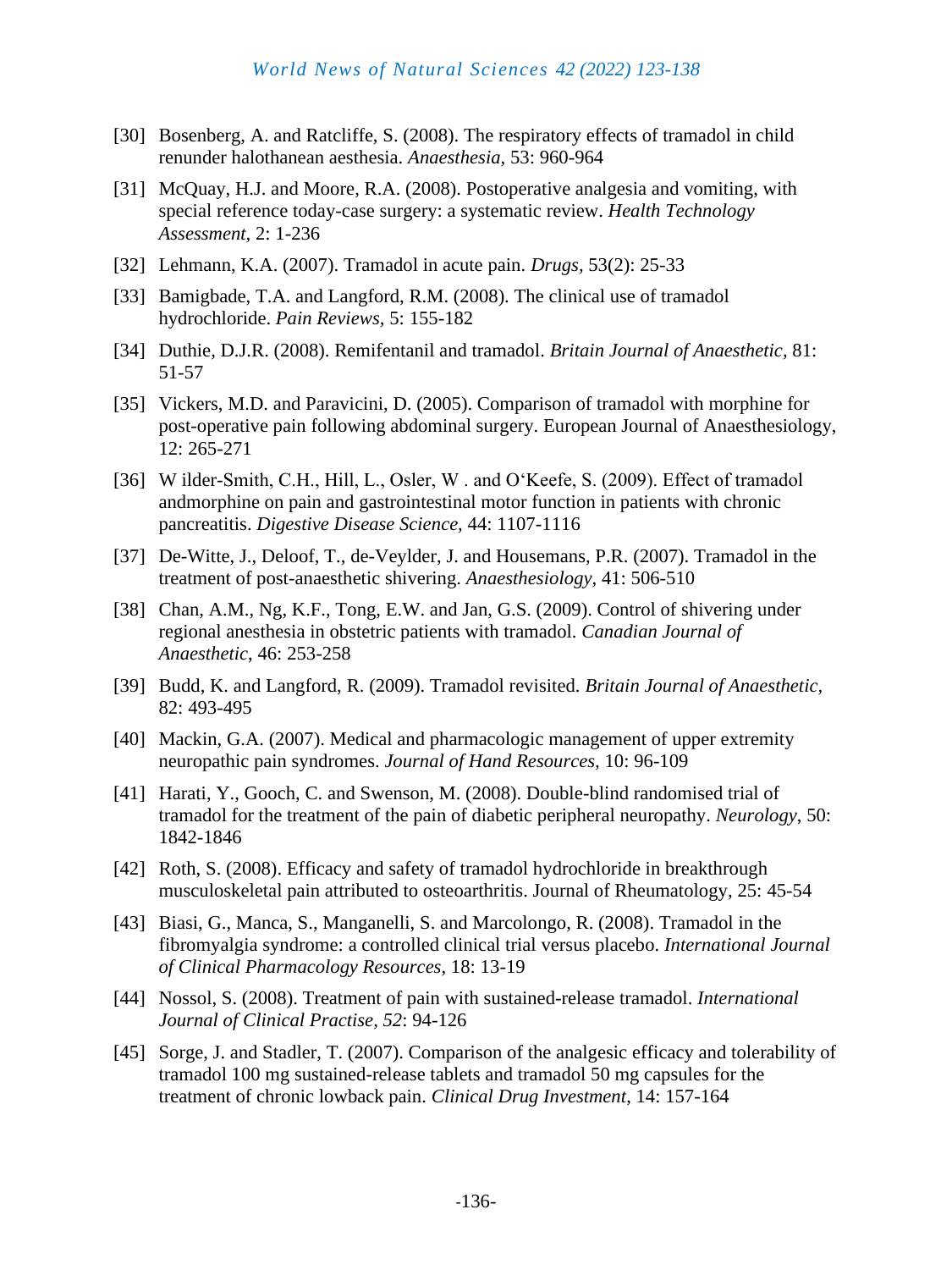[30] Bosenberg, A. and Ratcliffe, S. (2008). The respiratory effects of tramadol in child renunder halothanean aesthesia. *Anaesthesia*, 53: 960-964

[31] McQuay, H.J. and Moore, R.A. (2008). Postoperative analgesia and vomiting, with special reference today-case surgery: a systematic review. *Health Technology Assessment*, 2: 1-236

[32] Lehmann, K.A. (2007). Tramadol in acute pain. *Drugs*, 53(2): 25-33

[33] Bamigbade, T.A. and Langford, R.M. (2008). The clinical use of tramadol hydrochloride. *Pain Reviews*, 5: 155-182

[34] Duthie, D.J.R. (2008). Remifentanil and tramadol. *Britain Journal of Anaesthetic,* 81: 51-57

[35] Vickers, M.D. and Paravicini, D. (2005). Comparison of tramadol with morphine for post-operative pain following abdominal surgery. European Journal of Anaesthesiology, 12: 265-271

[36] W ilder-Smith, C.H., Hill, L., Osler, W . and O'Keefe, S. (2009). Effect of tramadol andmorphine on pain and gastrointestinal motor function in patients with chronic pancreatitis. *Digestive Disease Science*, 44: 1107-1116

[37] De-Witte, J., Deloof, T., de-Veylder, J. and Housemans, P.R. (2007). Tramadol in the treatment of post-anaesthetic shivering. *Anaesthesiology*, 41: 506-510

[38] Chan, A.M., Ng, K.F., Tong, E.W. and Jan, G.S. (2009). Control of shivering under regional anesthesia in obstetric patients with tramadol. *Canadian Journal of Anaesthetic*, 46: 253-258

[39] Budd, K. and Langford, R. (2009). Tramadol revisited. *Britain Journal of Anaesthetic*, 82: 493-495

[40] Mackin, G.A. (2007). Medical and pharmacologic management of upper extremity neuropathic pain syndromes. *Journal of Hand Resources*, 10: 96-109

[41] Harati, Y., Gooch, C. and Swenson, M. (2008). Double-blind randomised trial of tramadol for the treatment of the pain of diabetic peripheral neuropathy. *Neurology*, 50: 1842-1846

[42] Roth, S. (2008). Efficacy and safety of tramadol hydrochloride in breakthrough musculoskeletal pain attributed to osteoarthritis. Journal of Rheumatology, 25: 45-54

[43] Biasi, G., Manca, S., Manganelli, S. and Marcolongo, R. (2008). Tramadol in the fibromyalgia syndrome: a controlled clinical trial versus placebo. *International Journal of Clinical Pharmacology Resources*, 18: 13-19

[44] Nossol, S. (2008). Treatment of pain with sustained-release tramadol. *International Journal of Clinical Practise, 52*: 94-126

[45] Sorge, J. and Stadler, T. (2007). Comparison of the analgesic efficacy and tolerability of tramadol 100 mg sustained-release tablets and tramadol 50 mg capsules for the treatment of chronic lowback pain. *Clinical Drug Investment*, 14: 157-164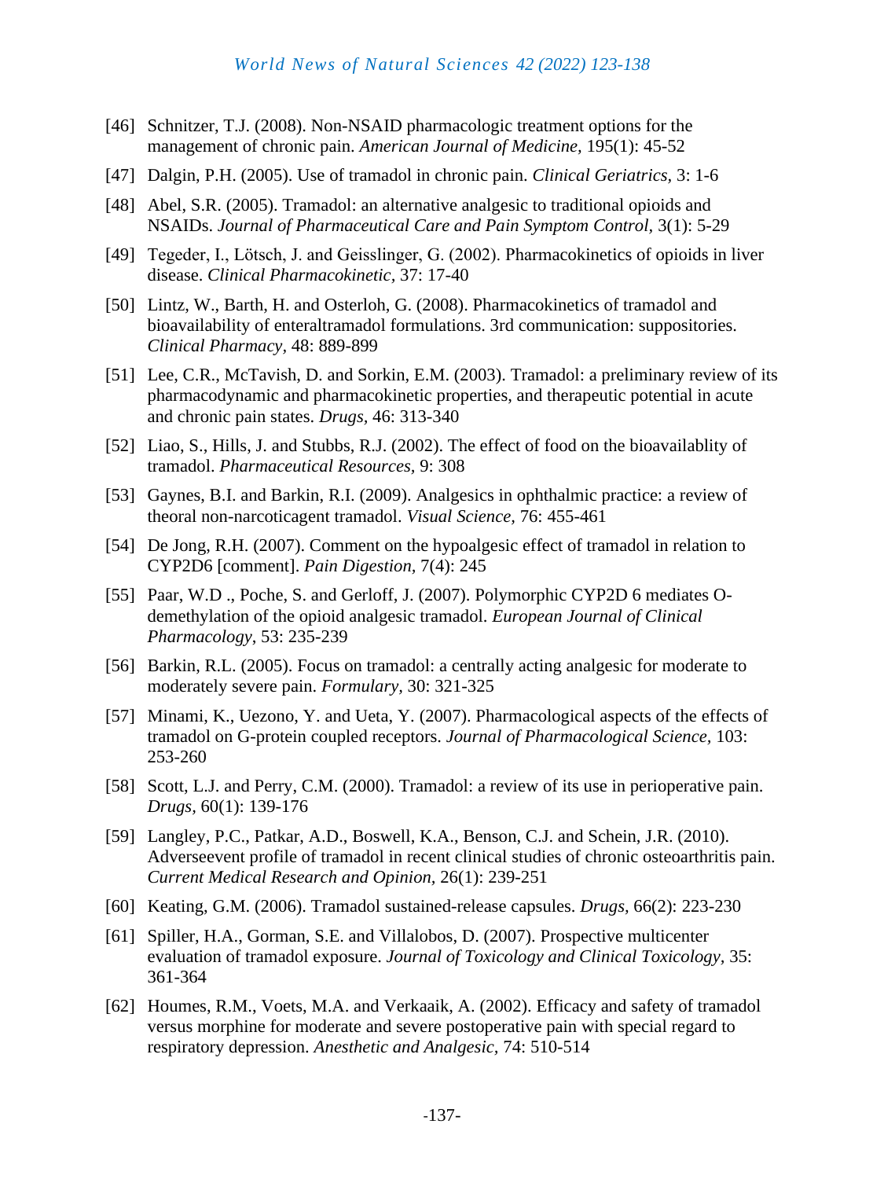[46] Schnitzer, T.J. (2008). Non-NSAID pharmacologic treatment options for the management of chronic pain. *American Journal of Medicine,* 195(1): 45-52

[47] Dalgin, P.H. (2005). Use of tramadol in chronic pain. *Clinical Geriatrics,* 3: 1-6

[48] Abel, S.R. (2005). Tramadol: an alternative analgesic to traditional opioids and NSAIDs. *Journal of Pharmaceutical Care and Pain Symptom Control,* 3(1): 5-29

[49] Tegeder, I., Lötsch, J. and Geisslinger, G. (2002). Pharmacokinetics of opioids in liver disease. *Clinical Pharmacokinetic,* 37: 17-40

[50] Lintz, W., Barth, H. and Osterloh, G. (2008). Pharmacokinetics of tramadol and bioavailability of enteraltramadol formulations. 3rd communication: suppositories. *Clinical Pharmacy,* 48: 889-899

[51] Lee, C.R., McTavish, D. and Sorkin, E.M. (2003). Tramadol: a preliminary review of its pharmacodynamic and pharmacokinetic properties, and therapeutic potential in acute and chronic pain states. *Drugs,* 46: 313-340

[52] Liao, S., Hills, J. and Stubbs, R.J. (2002). The effect of food on the bioavailablity of tramadol. *Pharmaceutical Resources,* 9: 308

[53] Gaynes, B.I. and Barkin, R.I. (2009). Analgesics in ophthalmic practice: a review of theoral non-narcoticagent tramadol. *Visual Science,* 76: 455-461

[54] De Jong, R.H. (2007). Comment on the hypoalgesic effect of tramadol in relation to CYP2D6 [comment]. *Pain Digestion,* 7(4): 245

[55] Paar, W.D ., Poche, S. and Gerloff, J. (2007). Polymorphic CYP2D 6 mediates O-demethylation of the opioid analgesic tramadol. *European Journal of Clinical Pharmacology,* 53: 235-239

[56] Barkin, R.L. (2005). Focus on tramadol: a centrally acting analgesic for moderate to moderately severe pain. *Formulary,* 30: 321-325

[57] Minami, K., Uezono, Y. and Ueta, Y. (2007). Pharmacological aspects of the effects of tramadol on G-protein coupled receptors. *Journal of Pharmacological Science,* 103: 253-260

[58] Scott, L.J. and Perry, C.M. (2000). Tramadol: a review of its use in perioperative pain. *Drugs,* 60(1): 139-176

[59] Langley, P.C., Patkar, A.D., Boswell, K.A., Benson, C.J. and Schein, J.R. (2010). Adverseevent profile of tramadol in recent clinical studies of chronic osteoarthritis pain. *Current Medical Research and Opinion,* 26(1): 239-251

[60] Keating, G.M. (2006). Tramadol sustained-release capsules. *Drugs,* 66(2): 223-230

[61] Spiller, H.A., Gorman, S.E. and Villalobos, D. (2007). Prospective multicenter evaluation of tramadol exposure. *Journal of Toxicology and Clinical Toxicology,* 35: 361-364

[62] Houmes, R.M., Voets, M.A. and Verkaaik, A. (2002). Efficacy and safety of tramadol versus morphine for moderate and severe postoperative pain with special regard to respiratory depression. *Anesthetic and Analgesic,* 74: 510-514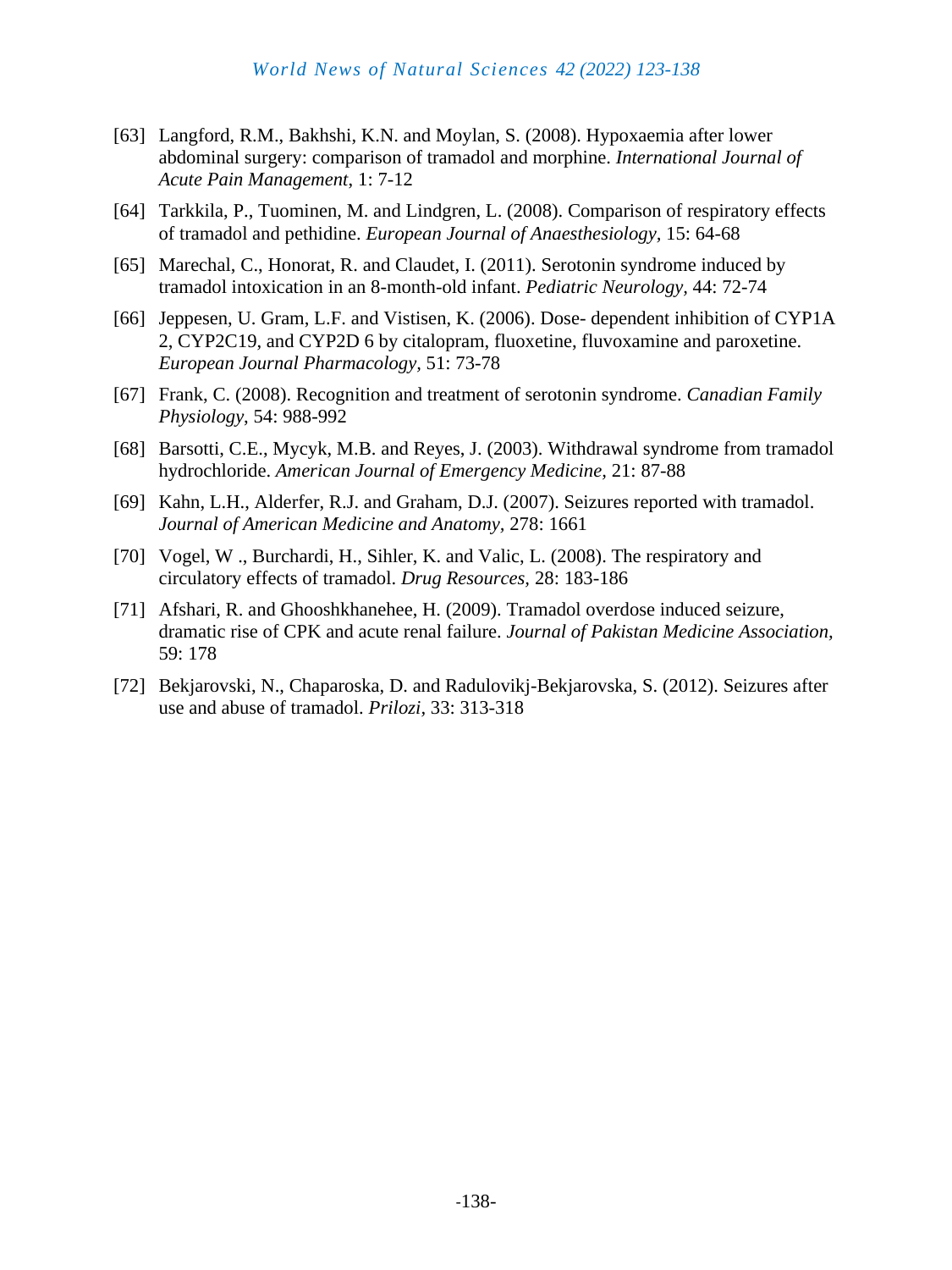[63] Langford, R.M., Bakhshi, K.N. and Moylan, S. (2008). Hypoxaemia after lower abdominal surgery: comparison of tramadol and morphine. *International Journal of Acute Pain Management*, 1: 7-12

[64] Tarkkila, P., Tuominen, M. and Lindgren, L. (2008). Comparison of respiratory effects of tramadol and pethidine. *European Journal of Anaesthesiology*, 15: 64-68

[65] Marechal, C., Honorat, R. and Claudet, I. (2011). Serotonin syndrome induced by tramadol intoxication in an 8-month-old infant. *Pediatric Neurology*, 44: 72-74

[66] Jeppesen, U. Gram, L.F. and Vistisen, K. (2006). Dose- dependent inhibition of CYP1A 2, CYP2C19, and CYP2D 6 by citalopram, fluoxetine, fluvoxamine and paroxetine. *European Journal Pharmacology*, 51: 73-78

[67] Frank, C. (2008). Recognition and treatment of serotonin syndrome. *Canadian Family Physiology*, 54: 988-992

[68] Barsotti, C.E., Mycyk, M.B. and Reyes, J. (2003). Withdrawal syndrome from tramadol hydrochloride. *American Journal of Emergency Medicine*, 21: 87-88

[69] Kahn, L.H., Alderfer, R.J. and Graham, D.J. (2007). Seizures reported with tramadol. *Journal of American Medicine and Anatomy*, 278: 1661

[70] Vogel, W ., Burchardi, H., Sihler, K. and Valic, L. (2008). The respiratory and circulatory effects of tramadol. *Drug Resources*, 28: 183-186

[71] Afshari, R. and Ghooshkhanehee, H. (2009). Tramadol overdose induced seizure, dramatic rise of CPK and acute renal failure. *Journal of Pakistan Medicine Association*, 59: 178

[72] Bekjarovski, N., Chaparoska, D. and Radulovikj-Bekjarovska, S. (2012). Seizures after use and abuse of tramadol. *Prilozi*, 33: 313-318